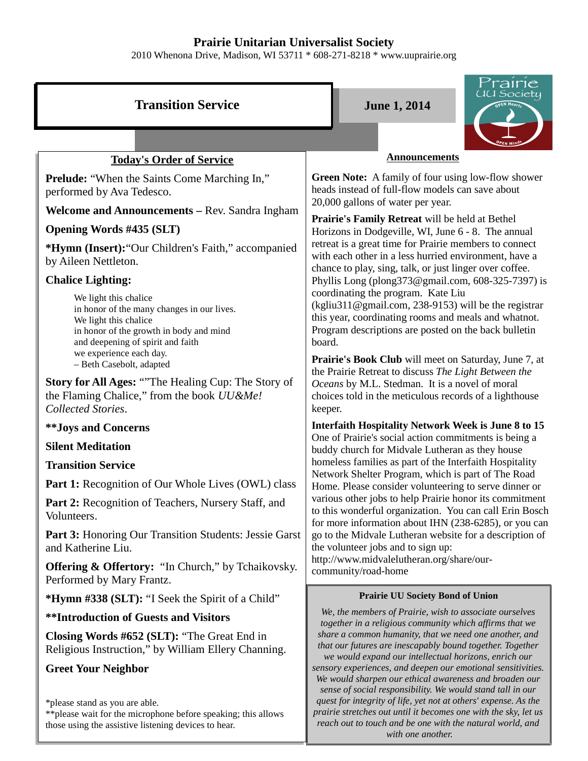# Prairie Unitarian Universalist Society

2010 Whenona Drive, Madison, WI 53711 * 608-271-8218 * www.uuprairie.org

## Transition Service

**June 1, 2014**

### Today's Order of Service

**Prelude:** "When the Saints Come Marching In," performed by Ava Tedesco.

**Welcome and Announcements –** Rev. Sandra Ingham

**Opening Words #435 (SLT)**

***Hymn (Insert):**"Our Children's Faith," accompanied by Aileen Nettleton.

**Chalice Lighting:**

We light this chalice
in honor of the many changes in our lives.
We light this chalice
in honor of the growth in body and mind
and deepening of spirit and faith
we experience each day.
– Beth Casebolt, adapted

**Story for All Ages:** ""The Healing Cup: The Story of the Flaming Chalice," from the book *UU&Me! Collected Stories*.

****Joys and Concerns**

**Silent Meditation**

**Transition Service**

**Part 1:** Recognition of Our Whole Lives (OWL) class

**Part 2:** Recognition of Teachers, Nursery Staff, and Volunteers.

**Part 3:** Honoring Our Transition Students: Jessie Garst and Katherine Liu.

**Offering & Offertory:** "In Church," by Tchaikovsky. Performed by Mary Frantz.

***Hymn #338 (SLT):** "I Seek the Spirit of a Child"

****Introduction of Guests and Visitors**

**Closing Words #652 (SLT):** "The Great End in Religious Instruction," by William Ellery Channing.

**Greet Your Neighbor**

*please stand as you are able.
**please wait for the microphone before speaking; this allows those using the assistive listening devices to hear.

### Announcements

**Green Note:** A family of four using low-flow shower heads instead of full-flow models can save about 20,000 gallons of water per year.

**Prairie's Family Retreat** will be held at Bethel Horizons in Dodgeville, WI, June 6 - 8. The annual retreat is a great time for Prairie members to connect with each other in a less hurried environment, have a chance to play, sing, talk, or just linger over coffee. Phyllis Long (plong373@gmail.com, 608-325-7397) is coordinating the program. Kate Liu (kgliu311@gmail.com, 238-9153) will be the registrar this year, coordinating rooms and meals and whatnot. Program descriptions are posted on the back bulletin board.

**Prairie's Book Club** will meet on Saturday, June 7, at the Prairie Retreat to discuss *The Light Between the Oceans* by M.L. Stedman. It is a novel of moral choices told in the meticulous records of a lighthouse keeper.

**Interfaith Hospitality Network Week is June 8 to 15** One of Prairie's social action commitments is being a buddy church for Midvale Lutheran as they house homeless families as part of the Interfaith Hospitality Network Shelter Program, which is part of The Road Home. Please consider volunteering to serve dinner or various other jobs to help Prairie honor its commitment to this wonderful organization. You can call Erin Bosch for more information about IHN (238-6285), or you can go to the Midvale Lutheran website for a description of the volunteer jobs and to sign up: http://www.midvalelutheran.org/share/our-community/road-home

**Prairie UU Society Bond of Union**

*We, the members of Prairie, wish to associate ourselves together in a religious community which affirms that we share a common humanity, that we need one another, and that our futures are inescapably bound together. Together we would expand our intellectual horizons, enrich our sensory experiences, and deepen our emotional sensitivities. We would sharpen our ethical awareness and broaden our sense of social responsibility. We would stand tall in our quest for integrity of life, yet not at others' expense. As the prairie stretches out until it becomes one with the sky, let us reach out to touch and be one with the natural world, and with one another.*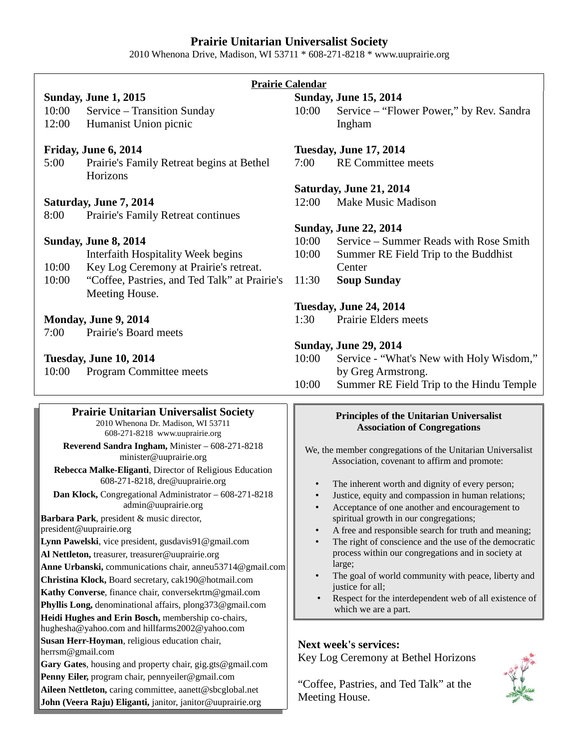# Prairie Unitarian Universalist Society

2010 Whenona Drive, Madison, WI 53711 * 608-271-8218 * www.uuprairie.org

## Prairie Calendar

**Sunday, June 1, 2015**
10:00 Service – Transition Sunday
12:00 Humanist Union picnic

**Friday, June 6, 2014**
5:00 Prairie's Family Retreat begins at Bethel Horizons

**Saturday, June 7, 2014**
8:00 Prairie's Family Retreat continues

**Sunday, June 8, 2014**
Interfaith Hospitality Week begins
10:00 Key Log Ceremony at Prairie's retreat.
10:00 "Coffee, Pastries, and Ted Talk" at Prairie's Meeting House.

**Monday, June 9, 2014**
7:00 Prairie's Board meets

**Tuesday, June 10, 2014**
10:00 Program Committee meets

**Sunday, June 15, 2014**
10:00 Service – "Flower Power," by Rev. Sandra Ingham

**Tuesday, June 17, 2014**
7:00 RE Committee meets

**Saturday, June 21, 2014**
12:00 Make Music Madison

**Sunday, June 22, 2014**
10:00 Service – Summer Reads with Rose Smith
10:00 Summer RE Field Trip to the Buddhist Center
11:30 **Soup Sunday**

**Tuesday, June 24, 2014**
1:30 Prairie Elders meets

**Sunday, June 29, 2014**
10:00 Service - "What's New with Holy Wisdom," by Greg Armstrong.
10:00 Summer RE Field Trip to the Hindu Temple

### Prairie Unitarian Universalist Society

2010 Whenona Dr. Madison, WI 53711
608-271-8218 www.uuprairie.org

**Reverend Sandra Ingham,** Minister – 608-271-8218
minister@uuprairie.org

**Rebecca Malke-Eliganti**, Director of Religious Education
608-271-8218, dre@uuprairie.org

**Dan Klock,** Congregational Administrator – 608-271-8218
admin@uuprairie.org

**Barbara Park**, president & music director, president@uuprairie.org
**Lynn Pawelski**, vice president, gusdavis91@gmail.com
**Al Nettleton,** treasurer, treasurer@uuprairie.org
**Anne Urbanski,** communications chair, anneu53714@gmail.com
**Christina Klock,** Board secretary, cak190@hotmail.com
**Kathy Converse**, finance chair, conversekrtm@gmail.com
**Phyllis Long,** denominational affairs, plong373@gmail.com
**Heidi Hughes and Erin Bosch,** membership co-chairs, hughesha@yahoo.com and hillfarms2002@yahoo.com
**Susan Herr-Hoyman**, religious education chair, herrsm@gmail.com
**Gary Gates**, housing and property chair, gig.gts@gmail.com
**Penny Eiler,** program chair, pennyeiler@gmail.com
**Aileen Nettleton,** caring committee, aanett@sbcglobal.net
**John (Veera Raju) Eliganti,** janitor, janitor@uuprairie.org

### Principles of the Unitarian Universalist Association of Congregations

We, the member congregations of the Unitarian Universalist Association, covenant to affirm and promote:

- The inherent worth and dignity of every person;
- Justice, equity and compassion in human relations;
- Acceptance of one another and encouragement to spiritual growth in our congregations;
- A free and responsible search for truth and meaning;
- The right of conscience and the use of the democratic process within our congregations and in society at large;
- The goal of world community with peace, liberty and justice for all;
- Respect for the interdependent web of all existence of which we are a part.

**Next week's services:**
Key Log Ceremony at Bethel Horizons

"Coffee, Pastries, and Ted Talk" at the Meeting House.